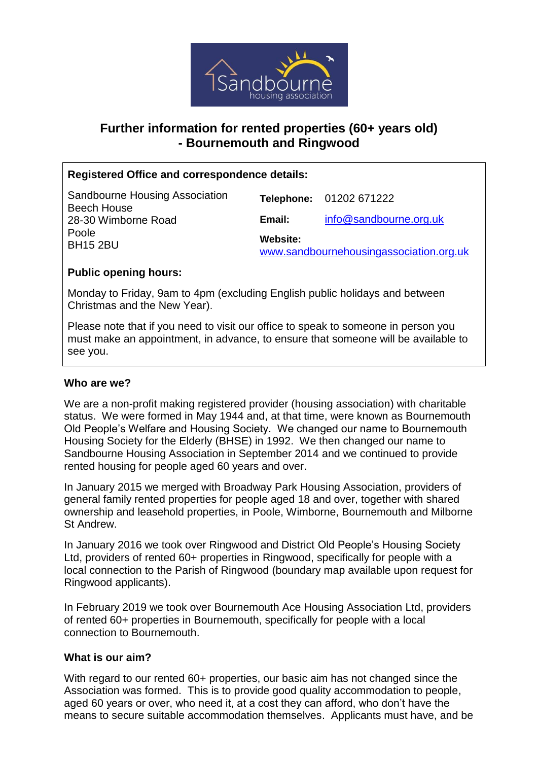# Further information for rented properties (60+ years old) - Bournemouth and Ringwood

**Registered Office and correspondence details:**

Sandbourne Housing Association
Beech House
28-30 Wimborne Road
Poole
BH15 2BU

**Telephone:** 01202 671222

**Email:** info@sandbourne.org.uk

**Website:** www.sandbournehousingassociation.org.uk

**Public opening hours:**

Monday to Friday, 9am to 4pm (excluding English public holidays and between Christmas and the New Year).

Please note that if you need to visit our office to speak to someone in person you must make an appointment, in advance, to ensure that someone will be available to see you.

## Who are we?

We are a non-profit making registered provider (housing association) with charitable status. We were formed in May 1944 and, at that time, were known as Bournemouth Old People's Welfare and Housing Society. We changed our name to Bournemouth Housing Society for the Elderly (BHSE) in 1992. We then changed our name to Sandbourne Housing Association in September 2014 and we continued to provide rented housing for people aged 60 years and over.

In January 2015 we merged with Broadway Park Housing Association, providers of general family rented properties for people aged 18 and over, together with shared ownership and leasehold properties, in Poole, Wimborne, Bournemouth and Milborne St Andrew.

In January 2016 we took over Ringwood and District Old People's Housing Society Ltd, providers of rented 60+ properties in Ringwood, specifically for people with a local connection to the Parish of Ringwood (boundary map available upon request for Ringwood applicants).

In February 2019 we took over Bournemouth Ace Housing Association Ltd, providers of rented 60+ properties in Bournemouth, specifically for people with a local connection to Bournemouth.

## What is our aim?

With regard to our rented 60+ properties, our basic aim has not changed since the Association was formed. This is to provide good quality accommodation to people, aged 60 years or over, who need it, at a cost they can afford, who don't have the means to secure suitable accommodation themselves. Applicants must have, and be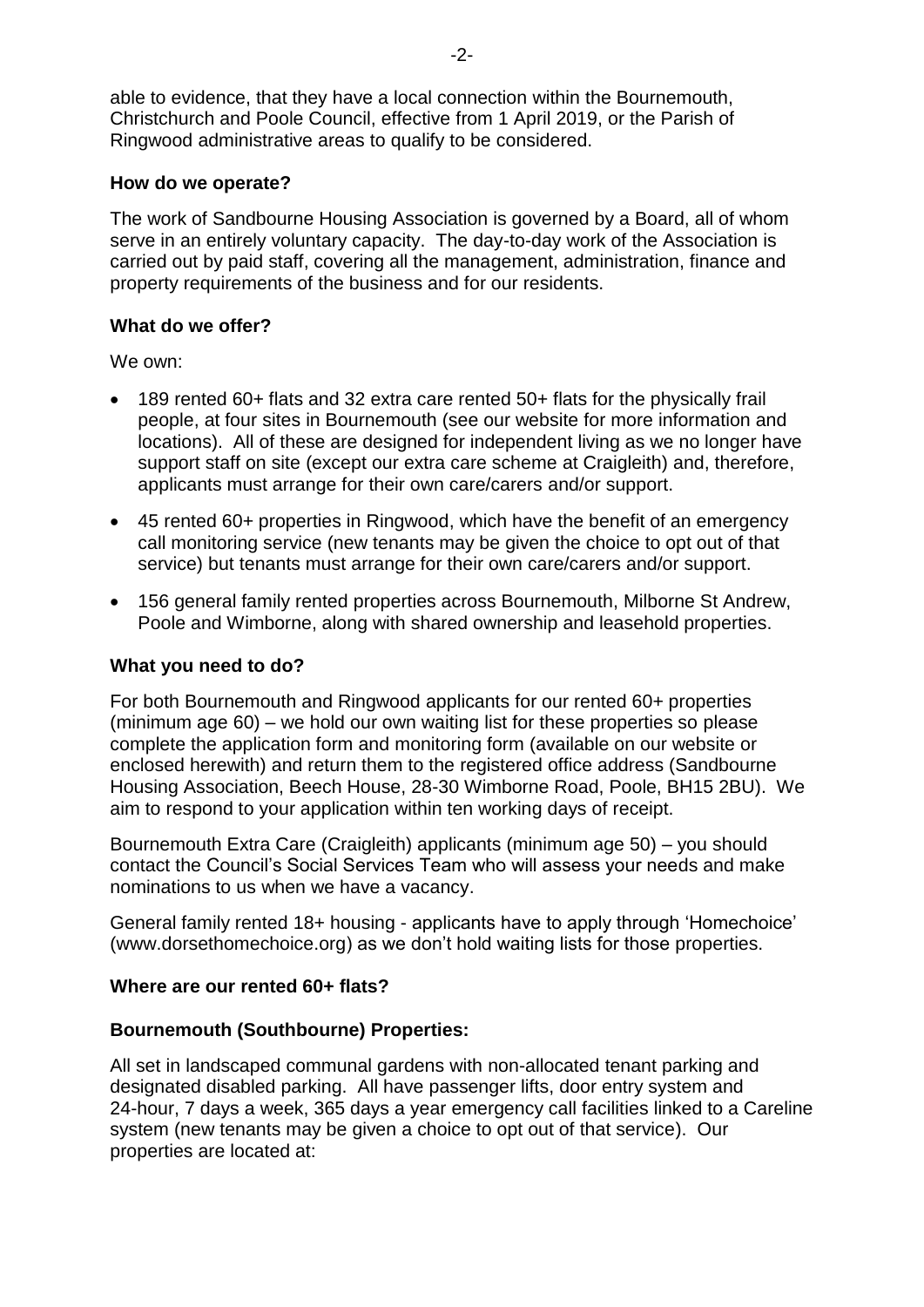able to evidence, that they have a local connection within the Bournemouth, Christchurch and Poole Council, effective from 1 April 2019, or the Parish of Ringwood administrative areas to qualify to be considered.

**How do we operate?**

The work of Sandbourne Housing Association is governed by a Board, all of whom serve in an entirely voluntary capacity. The day-to-day work of the Association is carried out by paid staff, covering all the management, administration, finance and property requirements of the business and for our residents.

**What do we offer?**

We own:

- 189 rented 60+ flats and 32 extra care rented 50+ flats for the physically frail people, at four sites in Bournemouth (see our website for more information and locations). All of these are designed for independent living as we no longer have support staff on site (except our extra care scheme at Craigleith) and, therefore, applicants must arrange for their own care/carers and/or support.
- 45 rented 60+ properties in Ringwood, which have the benefit of an emergency call monitoring service (new tenants may be given the choice to opt out of that service) but tenants must arrange for their own care/carers and/or support.
- 156 general family rented properties across Bournemouth, Milborne St Andrew, Poole and Wimborne, along with shared ownership and leasehold properties.

**What you need to do?**

For both Bournemouth and Ringwood applicants for our rented 60+ properties (minimum age 60) – we hold our own waiting list for these properties so please complete the application form and monitoring form (available on our website or enclosed herewith) and return them to the registered office address (Sandbourne Housing Association, Beech House, 28-30 Wimborne Road, Poole, BH15 2BU). We aim to respond to your application within ten working days of receipt.

Bournemouth Extra Care (Craigleith) applicants (minimum age 50) – you should contact the Council's Social Services Team who will assess your needs and make nominations to us when we have a vacancy.

General family rented 18+ housing - applicants have to apply through 'Homechoice' (www.dorsethomechoice.org) as we don't hold waiting lists for those properties.

**Where are our rented 60+ flats?**

**Bournemouth (Southbourne) Properties:**

All set in landscaped communal gardens with non-allocated tenant parking and designated disabled parking. All have passenger lifts, door entry system and 24-hour, 7 days a week, 365 days a year emergency call facilities linked to a Careline system (new tenants may be given a choice to opt out of that service). Our properties are located at: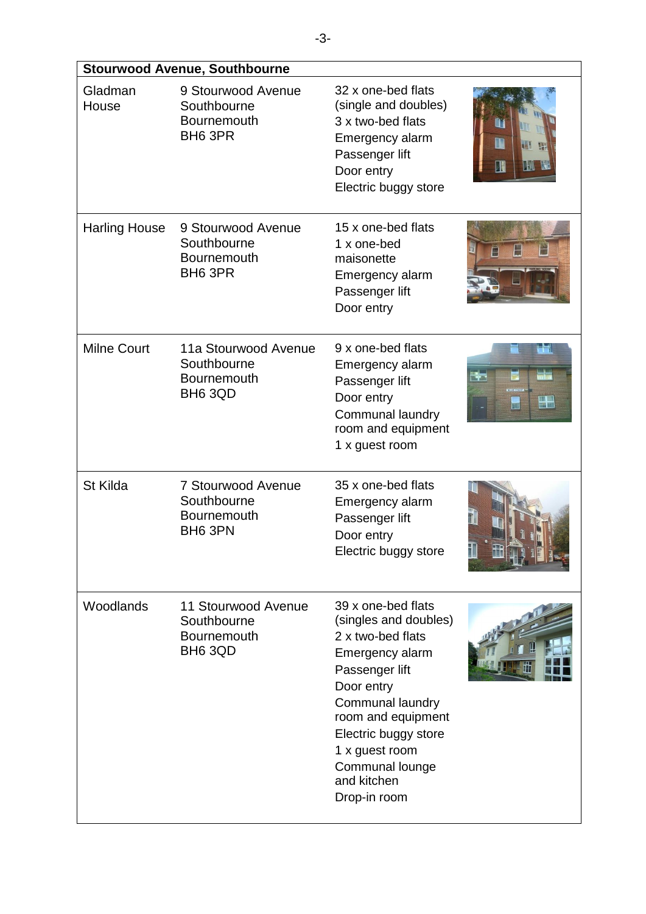| Stourwood Avenue, Southbourne | | |
|---|---|---|
| Gladman House | 9 Stourwood Avenue<br>Southbourne<br>Bournemouth<br>BH6 3PR | 32 x one-bed flats (single and doubles)<br>3 x two-bed flats<br>Emergency alarm<br>Passenger lift<br>Door entry<br>Electric buggy store |
| Harling House | 9 Stourwood Avenue<br>Southbourne<br>Bournemouth<br>BH6 3PR | 15 x one-bed flats<br>1 x one-bed maisonette<br>Emergency alarm<br>Passenger lift<br>Door entry |
| Milne Court | 11a Stourwood Avenue<br>Southbourne<br>Bournemouth<br>BH6 3QD | 9 x one-bed flats<br>Emergency alarm<br>Passenger lift<br>Door entry<br>Communal laundry room and equipment<br>1 x guest room |
| St Kilda | 7 Stourwood Avenue<br>Southbourne<br>Bournemouth<br>BH6 3PN | 35 x one-bed flats<br>Emergency alarm<br>Passenger lift<br>Door entry<br>Electric buggy store |
| Woodlands | 11 Stourwood Avenue<br>Southbourne<br>Bournemouth<br>BH6 3QD | 39 x one-bed flats (singles and doubles)<br>2 x two-bed flats<br>Emergency alarm<br>Passenger lift<br>Door entry<br>Communal laundry room and equipment<br>Electric buggy store<br>1 x guest room<br>Communal lounge and kitchen<br>Drop-in room |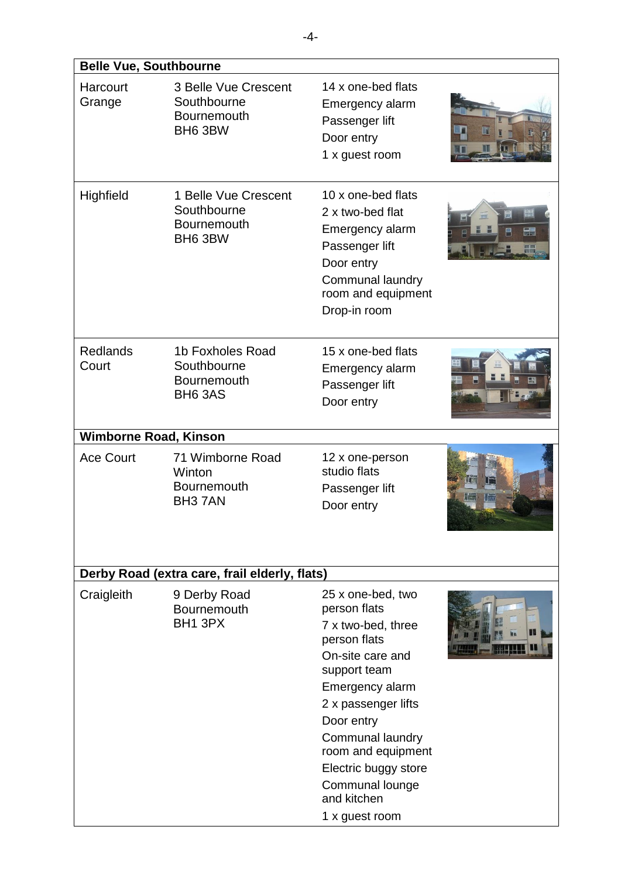| Belle Vue, Southbourne | | |
|---|---|---|
| Harcourt Grange | 3 Belle Vue Crescent<br>Southbourne<br>Bournemouth<br>BH6 3BW | 14 x one-bed flats<br>Emergency alarm<br>Passenger lift<br>Door entry<br>1 x guest room |
| Highfield | 1 Belle Vue Crescent<br>Southbourne<br>Bournemouth<br>BH6 3BW | 10 x one-bed flats<br>2 x two-bed flat<br>Emergency alarm<br>Passenger lift<br>Door entry<br>Communal laundry room and equipment<br>Drop-in room |
| Redlands Court | 1b Foxholes Road<br>Southbourne<br>Bournemouth<br>BH6 3AS | 15 x one-bed flats<br>Emergency alarm<br>Passenger lift<br>Door entry |
| **Wimborne Road, Kinson** | | |
| Ace Court | 71 Wimborne Road<br>Winton<br>Bournemouth<br>BH3 7AN | 12 x one-person studio flats<br>Passenger lift<br>Door entry |
| **Derby Road (extra care, frail elderly, flats)** | | |
| Craigleith | 9 Derby Road<br>Bournemouth<br>BH1 3PX | 25 x one-bed, two person flats<br>7 x two-bed, three person flats<br>On-site care and support team<br>Emergency alarm<br>2 x passenger lifts<br>Door entry<br>Communal laundry room and equipment<br>Electric buggy store<br>Communal lounge and kitchen<br>1 x guest room |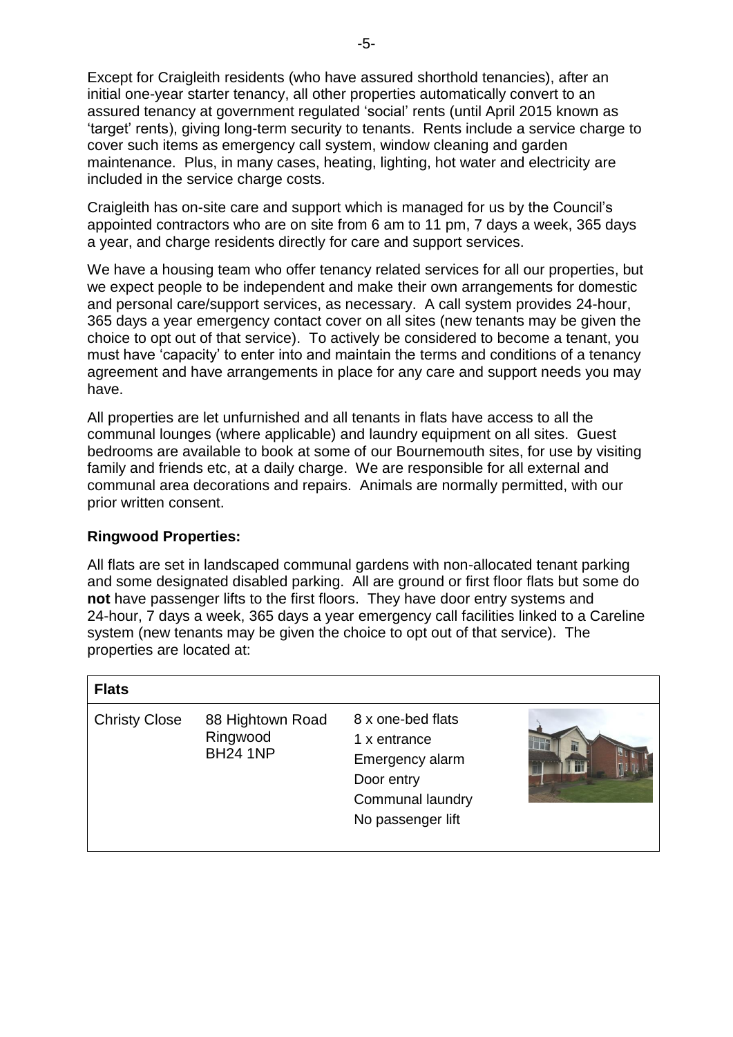Except for Craigleith residents (who have assured shorthold tenancies), after an initial one-year starter tenancy, all other properties automatically convert to an assured tenancy at government regulated 'social' rents (until April 2015 known as 'target' rents), giving long-term security to tenants. Rents include a service charge to cover such items as emergency call system, window cleaning and garden maintenance. Plus, in many cases, heating, lighting, hot water and electricity are included in the service charge costs.

Craigleith has on-site care and support which is managed for us by the Council's appointed contractors who are on site from 6 am to 11 pm, 7 days a week, 365 days a year, and charge residents directly for care and support services.

We have a housing team who offer tenancy related services for all our properties, but we expect people to be independent and make their own arrangements for domestic and personal care/support services, as necessary. A call system provides 24-hour, 365 days a year emergency contact cover on all sites (new tenants may be given the choice to opt out of that service). To actively be considered to become a tenant, you must have 'capacity' to enter into and maintain the terms and conditions of a tenancy agreement and have arrangements in place for any care and support needs you may have.

All properties are let unfurnished and all tenants in flats have access to all the communal lounges (where applicable) and laundry equipment on all sites. Guest bedrooms are available to book at some of our Bournemouth sites, for use by visiting family and friends etc, at a daily charge. We are responsible for all external and communal area decorations and repairs. Animals are normally permitted, with our prior written consent.

**Ringwood Properties:**

All flats are set in landscaped communal gardens with non-allocated tenant parking and some designated disabled parking. All are ground or first floor flats but some do **not** have passenger lifts to the first floors. They have door entry systems and 24-hour, 7 days a week, 365 days a year emergency call facilities linked to a Careline system (new tenants may be given the choice to opt out of that service). The properties are located at:

| **Flats** | | | |
|---|---|---|---|
| Christy Close | 88 Hightown Road<br>Ringwood<br>BH24 1NP | 8 x one-bed flats<br>1 x entrance<br>Emergency alarm<br>Door entry<br>Communal laundry<br>No passenger lift | |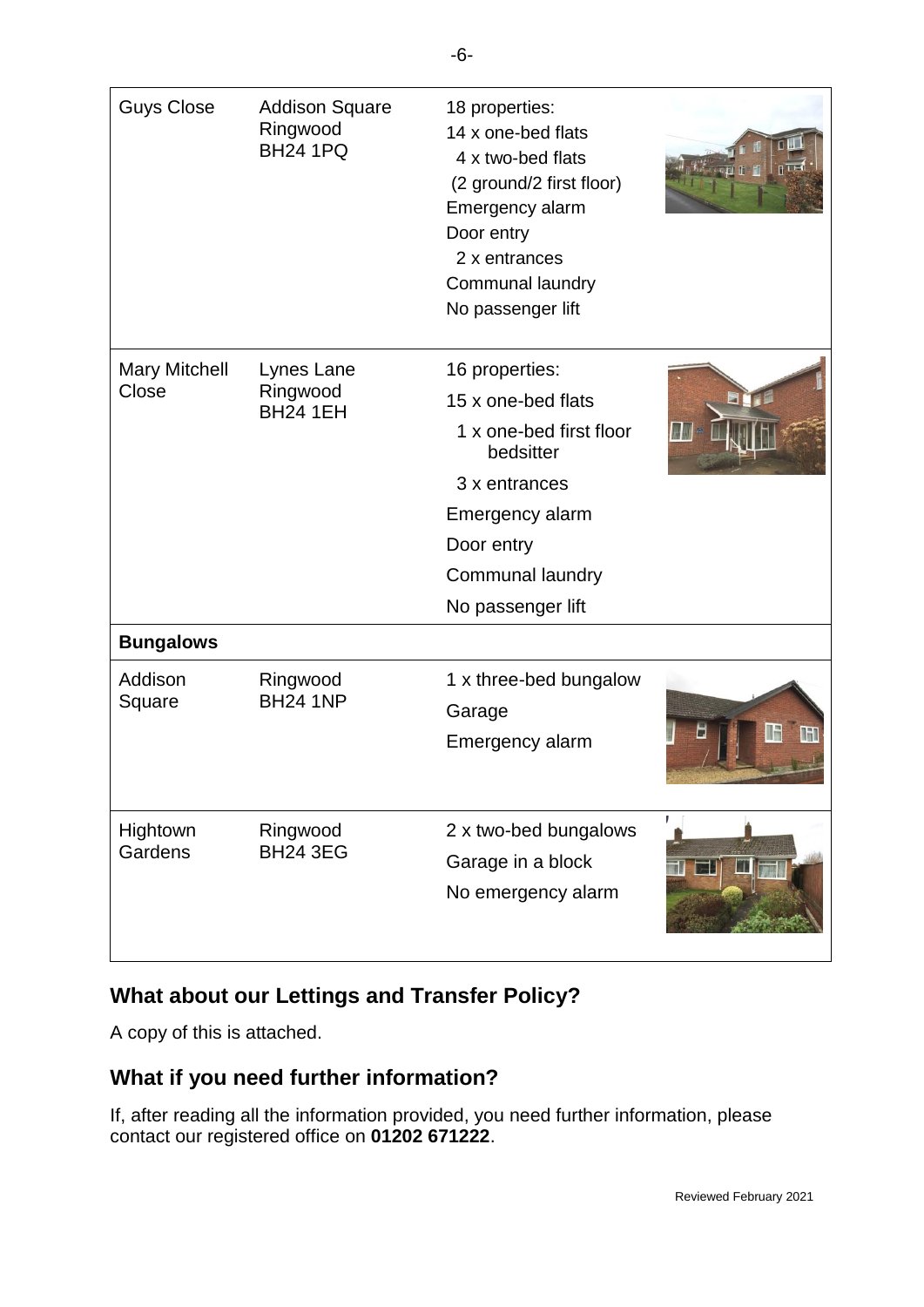| | | | |
|---|---|---|---|
| Guys Close | Addison Square<br>Ringwood<br>BH24 1PQ | 18 properties:<br>14 x one-bed flats<br>4 x two-bed flats<br>(2 ground/2 first floor)<br>Emergency alarm<br>Door entry<br>2 x entrances<br>Communal laundry<br>No passenger lift | |
| Mary Mitchell Close | Lynes Lane<br>Ringwood<br>BH24 1EH | 16 properties:<br>15 x one-bed flats<br>1 x one-bed first floor bedsitter<br>3 x entrances<br>Emergency alarm<br>Door entry<br>Communal laundry<br>No passenger lift | |
| **Bungalows** | | | |
| Addison Square | Ringwood<br>BH24 1NP | 1 x three-bed bungalow<br>Garage<br>Emergency alarm | |
| Hightown Gardens | Ringwood<br>BH24 3EG | 2 x two-bed bungalows<br>Garage in a block<br>No emergency alarm | |

## What about our Lettings and Transfer Policy?

A copy of this is attached.

## What if you need further information?

If, after reading all the information provided, you need further information, please contact our registered office on **01202 671222**.

Reviewed February 2021